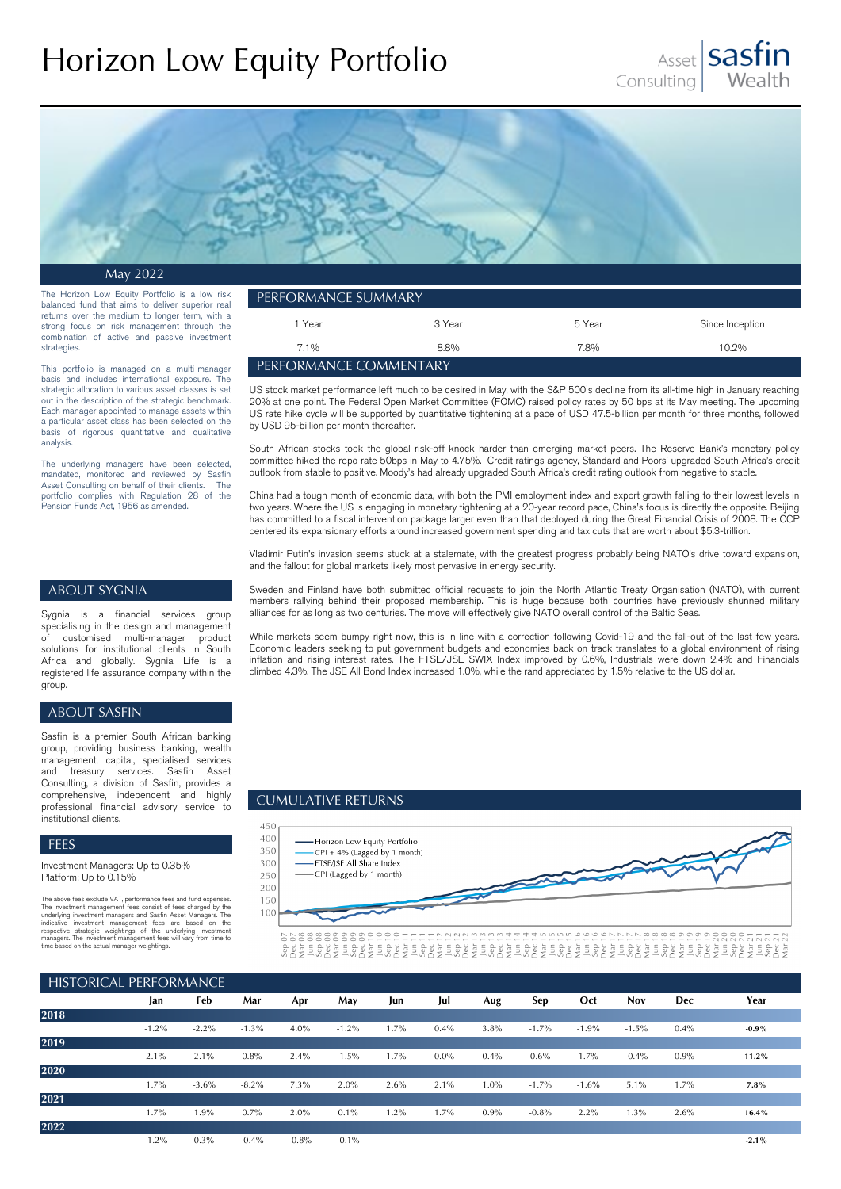# Horizon Low Equity Portfolio

Asset Consulting | sasfin Wealth

May 2022

The Horizon Low Equity Portfolio is a low risk balanced fund that aims to deliver superior real returns over the medium to longer term, with a strong focus on risk management through the combination of active and passive investment strategies.

This portfolio is managed on a multi-manager basis and includes international exposure. The strategic allocation to various asset classes is set out in the description of the strategic benchmark. Each manager appointed to manage assets within a particular asset class has been selected on the basis of rigorous quantitative and qualitative analysis.

The underlying managers have been selected, mandated, monitored and reviewed by Sasfin Asset Consulting on behalf of their clients. The portfolio complies with Regulation 28 of the Pension Funds Act, 1956 as amended.

## PERFORMANCE SUMMARY

| 1 Year | 3 Year | 5 Year | Since Inception |
|---|---|---|---|
| 7.1% | 8.8% | 7.8% | 10.2% |

## PERFORMANCE COMMENTARY

US stock market performance left much to be desired in May, with the S&P 500's decline from its all-time high in January reaching 20% at one point. The Federal Open Market Committee (FOMC) raised policy rates by 50 bps at its May meeting. The upcoming US rate hike cycle will be supported by quantitative tightening at a pace of USD 47.5-billion per month for three months, followed by USD 95-billion per month thereafter.

South African stocks took the global risk-off knock harder than emerging market peers. The Reserve Bank's monetary policy committee hiked the repo rate 50bps in May to 4.75%. Credit ratings agency, Standard and Poors' upgraded South Africa's credit outlook from stable to positive. Moody's had already upgraded South Africa's credit rating outlook from negative to stable.

China had a tough month of economic data, with both the PMI employment index and export growth falling to their lowest levels in two years. Where the US is engaging in monetary tightening at a 20-year record pace, China's focus is directly the opposite. Beijing has committed to a fiscal intervention package larger even than that deployed during the Great Financial Crisis of 2008. The CCP centered its expansionary efforts around increased government spending and tax cuts that are worth about $5.3-trillion.

Vladimir Putin's invasion seems stuck at a stalemate, with the greatest progress probably being NATO's drive toward expansion, and the fallout for global markets likely most pervasive in energy security.

Sweden and Finland have both submitted official requests to join the North Atlantic Treaty Organisation (NATO), with current members rallying behind their proposed membership. This is huge because both countries have previously shunned military alliances for as long as two centuries. The move will effectively give NATO overall control of the Baltic Seas.

While markets seem bumpy right now, this is in line with a correction following Covid-19 and the fall-out of the last few years. Economic leaders seeking to put government budgets and economies back on track translates to a global environment of rising inflation and rising interest rates. The FTSE/JSE SWIX Index improved by 0.6%, Industrials were down 2.4% and Financials climbed 4.3%. The JSE All Bond Index increased 1.0%, while the rand appreciated by 1.5% relative to the US dollar.

## ABOUT SYGNIA

Sygnia is a financial services group specialising in the design and management of customised multi-manager product solutions for institutional clients in South Africa and globally. Sygnia Life is a registered life assurance company within the group.

## ABOUT SASFIN

Sasfin is a premier South African banking group, providing business banking, wealth management, capital, specialised services and treasury services. Sasfin Asset Consulting, a division of Sasfin, provides a comprehensive, independent and highly professional financial advisory service to institutional clients.

## FEES

Investment Managers: Up to 0.35%
Platform: Up to 0.15%

The above fees exclude VAT, performance fees and fund expenses. The investment management fees consist of fees charged by the underlying investment managers and Sasfin Asset Managers. The indicative investment management fees are based on the respective strategic weightings of the underlying investment managers. The investment management fees will vary from time to time based on the actual manager weightings.

## CUMULATIVE RETURNS

Legend: Horizon Low Equity Portfolio; CPI + 4% (Lagged by 1 month); FTSE/JSE All Share Index; CPI (Lagged by 1 month)

## HISTORICAL PERFORMANCE

| | Jan | Feb | Mar | Apr | May | Jun | Jul | Aug | Sep | Oct | Nov | Dec | Year |
|---|---|---|---|---|---|---|---|---|---|---|---|---|---|
| **2018** | -1.2% | -2.2% | -1.3% | 4.0% | -1.2% | 1.7% | 0.4% | 3.8% | -1.7% | -1.9% | -1.5% | 0.4% | **-0.9%** |
| **2019** | 2.1% | 2.1% | 0.8% | 2.4% | -1.5% | 1.7% | 0.0% | 0.4% | 0.6% | 1.7% | -0.4% | 0.9% | **11.2%** |
| **2020** | 1.7% | -3.6% | -8.2% | 7.3% | 2.0% | 2.6% | 2.1% | 1.0% | -1.7% | -1.6% | 5.1% | 1.7% | **7.8%** |
| **2021** | 1.7% | 1.9% | 0.7% | 2.0% | 0.1% | 1.2% | 1.7% | 0.9% | -0.8% | 2.2% | 1.3% | 2.6% | **16.4%** |
| **2022** | -1.2% | 0.3% | -0.4% | -0.8% | -0.1% | | | | | | | | **-2.1%** |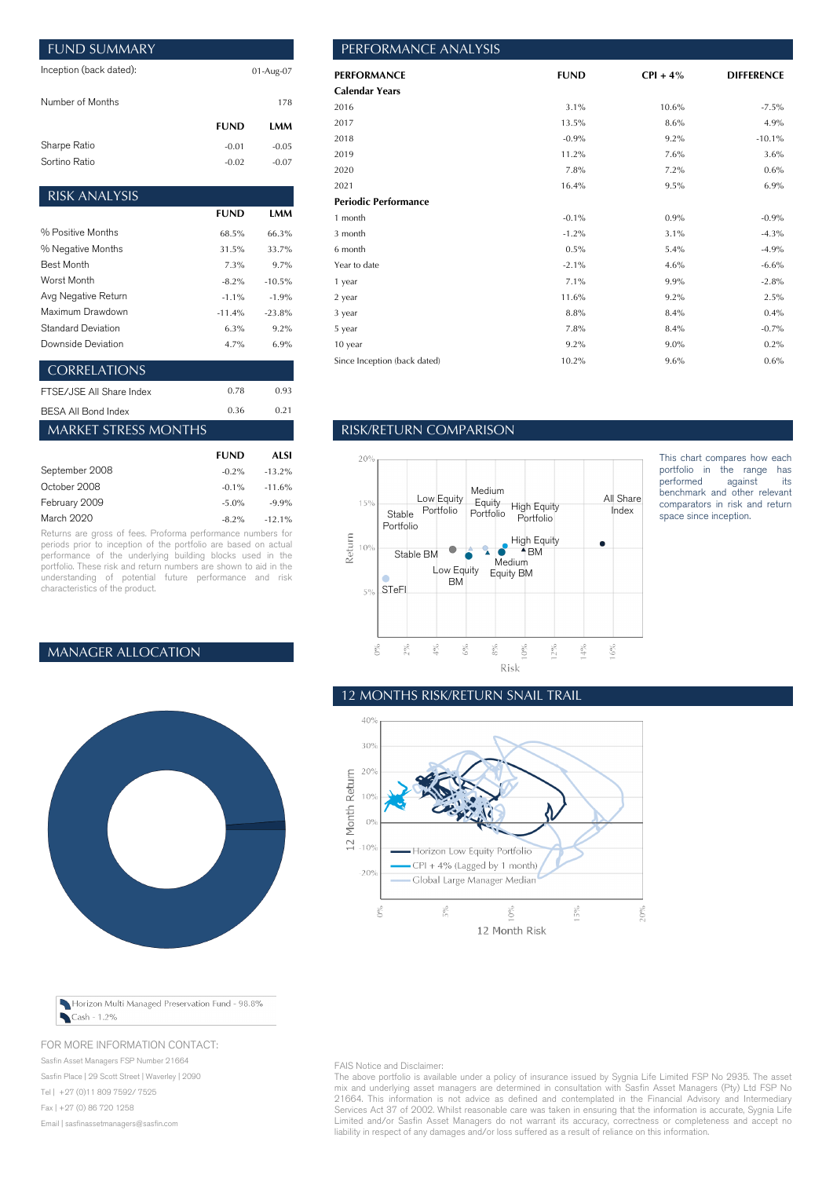## FUND SUMMARY

| | | |
|---|---|---|
| Inception (back dated): | | 01-Aug-07 |
| Number of Months | | 178 |
| | **FUND** | **LMM** |
| Sharpe Ratio | -0.01 | -0.05 |
| Sortino Ratio | -0.02 | -0.07 |

## RISK ANALYSIS

| | FUND | LMM |
|---|---|---|
| % Positive Months | 68.5% | 66.3% |
| % Negative Months | 31.5% | 33.7% |
| Best Month | 7.3% | 9.7% |
| Worst Month | -8.2% | -10.5% |
| Avg Negative Return | -1.1% | -1.9% |
| Maximum Drawdown | -11.4% | -23.8% |
| Standard Deviation | 6.3% | 9.2% |
| Downside Deviation | 4.7% | 6.9% |

## CORRELATIONS

| | | |
|---|---|---|
| FTSE/JSE All Share Index | 0.78 | 0.93 |
| BESA All Bond Index | 0.36 | 0.21 |

## MARKET STRESS MONTHS

| | FUND | ALSI |
|---|---|---|
| September 2008 | -0.2% | -13.2% |
| October 2008 | -0.1% | -11.6% |
| February 2009 | -5.0% | -9.9% |
| March 2020 | -8.2% | -12.1% |

Returns are gross of fees. Proforma performance numbers for periods prior to inception of the portfolio are based on actual performance of the underlying building blocks used in the portfolio. These risk and return numbers are shown to aid in the understanding of potential future performance and risk characteristics of the product.

## MANAGER ALLOCATION

Horizon Multi Managed Preservation Fund - 98.8%
Cash - 1.2%

## PERFORMANCE ANALYSIS

| PERFORMANCE | FUND | CPI + 4% | DIFFERENCE |
|---|---|---|---|
| **Calendar Years** | | | |
| 2016 | 3.1% | 10.6% | -7.5% |
| 2017 | 13.5% | 8.6% | 4.9% |
| 2018 | -0.9% | 9.2% | -10.1% |
| 2019 | 11.2% | 7.6% | 3.6% |
| 2020 | 7.8% | 7.2% | 0.6% |
| 2021 | 16.4% | 9.5% | 6.9% |
| **Periodic Performance** | | | |
| 1 month | -0.1% | 0.9% | -0.9% |
| 3 month | -1.2% | 3.1% | -4.3% |
| 6 month | 0.5% | 5.4% | -4.9% |
| Year to date | -2.1% | 4.6% | -6.6% |
| 1 year | 7.1% | 9.9% | -2.8% |
| 2 year | 11.6% | 9.2% | 2.5% |
| 3 year | 8.8% | 8.4% | 0.4% |
| 5 year | 7.8% | 8.4% | -0.7% |
| 10 year | 9.2% | 9.0% | 0.2% |
| Since Inception (back dated) | 10.2% | 9.6% | 0.6% |

## RISK/RETURN COMPARISON

Return
20%
15%
10%
5%
0% 2% 4% 6% 8% 10% 12% 14% 16%
Risk

Stable Portfolio
Low Equity Portfolio
Medium Equity Portfolio
High Equity Portfolio
All Share Index
Stable BM
Low Equity BM
Medium Equity BM
High Equity BM
STeFI

This chart compares how each portfolio in the range has performed against its benchmark and other relevant comparators in risk and return space since inception.

## 12 MONTHS RISK/RETURN SNAIL TRAIL

12 Month Return
40%
30%
20%
10%
0%
-10%
-20%
0% 5% 10% 15% 20%
12 Month Risk

Horizon Low Equity Portfolio
CPI + 4% (Lagged by 1 month)
Global Large Manager Median

FOR MORE INFORMATION CONTACT:

Sasfin Asset Managers FSP Number 21664

Sasfin Place | 29 Scott Street | Waverley | 2090

Tel | +27 (0)11 809 7592/ 7525

Fax | +27 (0) 86 720 1258

Email | sasfinassetmanagers@sasfin.com

FAIS Notice and Disclaimer:
The above portfolio is available under a policy of insurance issued by Sygnia Life Limited FSP No 2935. The asset mix and underlying asset managers are determined in consultation with Sasfin Asset Managers (Pty) Ltd FSP No 21664. This information is not advice as defined and contemplated in the Financial Advisory and Intermediary Services Act 37 of 2002. Whilst reasonable care was taken in ensuring that the information is accurate, Sygnia Life Limited and/or Sasfin Asset Managers do not warrant its accuracy, correctness or completeness and accept no liability in respect of any damages and/or loss suffered as a result of reliance on this information.